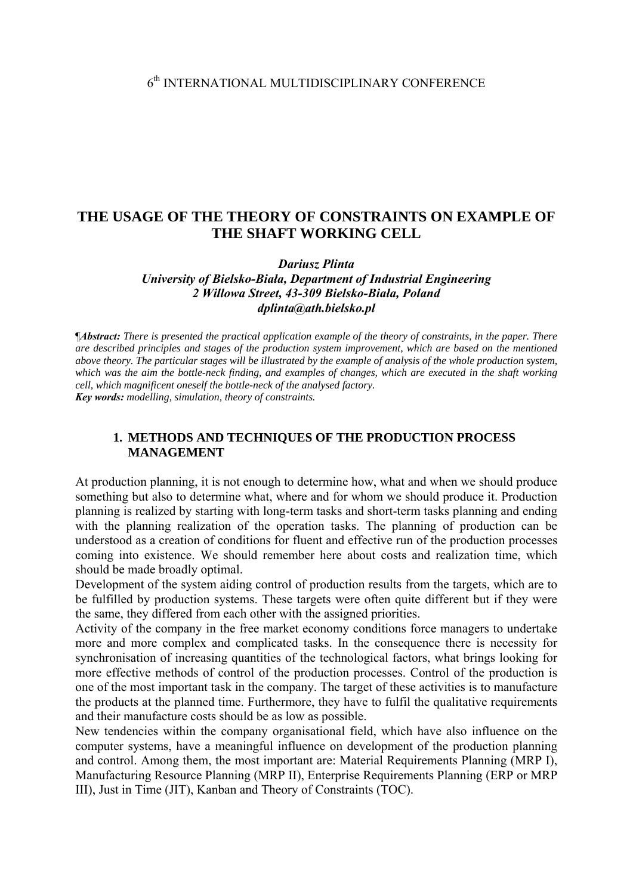6[th] INTERNATIONAL MULTIDISCIPLINARY CONFERENCE

# THE USAGE OF THE THEORY OF CONSTRAINTS ON EXAMPLE OF THE SHAFT WORKING CELL

***Dariusz Plinta***
***University of Bielsko-Biała, Department of Industrial Engineering***
***2 Willowa Street, 43-309 Bielsko-Biała, Poland***
***dplinta@ath.bielsko.pl***

¶***Abstract:*** *There is presented the practical application example of the theory of constraints, in the paper. There are described principles and stages of the production system improvement, which are based on the mentioned above theory. The particular stages will be illustrated by the example of analysis of the whole production system, which was the aim the bottle-neck finding, and examples of changes, which are executed in the shaft working cell, which magnificent oneself the bottle-neck of the analysed factory.*
***Key words:*** *modelling, simulation, theory of constraints.*

## 1. METHODS AND TECHNIQUES OF THE PRODUCTION PROCESS MANAGEMENT

At production planning, it is not enough to determine how, what and when we should produce something but also to determine what, where and for whom we should produce it. Production planning is realized by starting with long-term tasks and short-term tasks planning and ending with the planning realization of the operation tasks. The planning of production can be understood as a creation of conditions for fluent and effective run of the production processes coming into existence. We should remember here about costs and realization time, which should be made broadly optimal.

Development of the system aiding control of production results from the targets, which are to be fulfilled by production systems. These targets were often quite different but if they were the same, they differed from each other with the assigned priorities.

Activity of the company in the free market economy conditions force managers to undertake more and more complex and complicated tasks. In the consequence there is necessity for synchronisation of increasing quantities of the technological factors, what brings looking for more effective methods of control of the production processes. Control of the production is one of the most important task in the company. The target of these activities is to manufacture the products at the planned time. Furthermore, they have to fulfil the qualitative requirements and their manufacture costs should be as low as possible.

New tendencies within the company organisational field, which have also influence on the computer systems, have a meaningful influence on development of the production planning and control. Among them, the most important are: Material Requirements Planning (MRP I), Manufacturing Resource Planning (MRP II), Enterprise Requirements Planning (ERP or MRP III), Just in Time (JIT), Kanban and Theory of Constraints (TOC).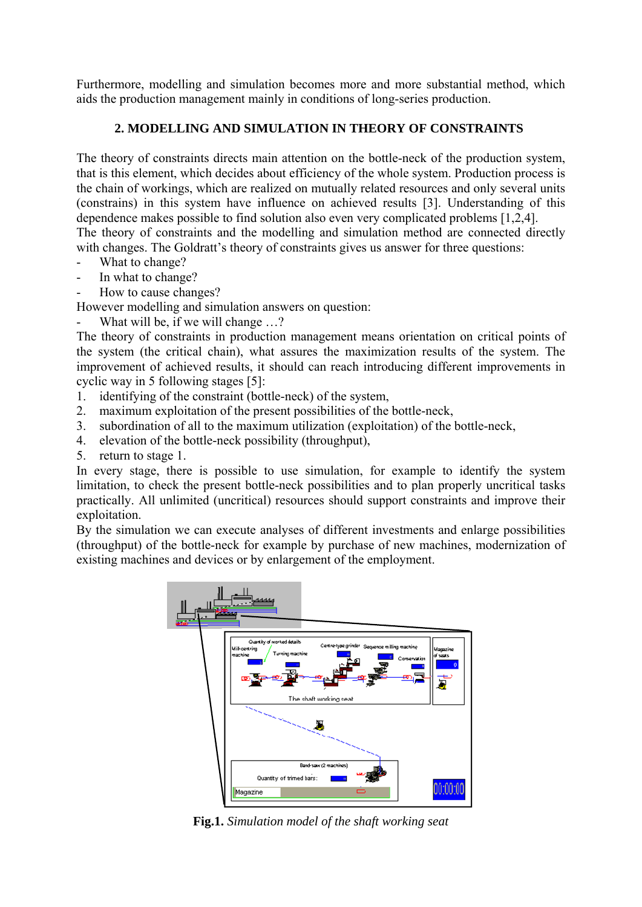Furthermore, modelling and simulation becomes more and more substantial method, which aids the production management mainly in conditions of long-series production.

## 2. MODELLING AND SIMULATION IN THEORY OF CONSTRAINTS

The theory of constraints directs main attention on the bottle-neck of the production system, that is this element, which decides about efficiency of the whole system. Production process is the chain of workings, which are realized on mutually related resources and only several units (constrains) in this system have influence on achieved results [3]. Understanding of this dependence makes possible to find solution also even very complicated problems [1,2,4].
The theory of constraints and the modelling and simulation method are connected directly with changes. The Goldratt's theory of constraints gives us answer for three questions:

- What to change?
- In what to change?
- How to cause changes?

However modelling and simulation answers on question:

- What will be, if we will change …?

The theory of constraints in production management means orientation on critical points of the system (the critical chain), what assures the maximization results of the system. The improvement of achieved results, it should can reach introducing different improvements in cyclic way in 5 following stages [5]:

1. identifying of the constraint (bottle-neck) of the system,
2. maximum exploitation of the present possibilities of the bottle-neck,
3. subordination of all to the maximum utilization (exploitation) of the bottle-neck,
4. elevation of the bottle-neck possibility (throughput),
5. return to stage 1.

In every stage, there is possible to use simulation, for example to identify the system limitation, to check the present bottle-neck possibilities and to plan properly uncritical tasks practically. All unlimited (uncritical) resources should support constraints and improve their exploitation.
By the simulation we can execute analyses of different investments and enlarge possibilities (throughput) of the bottle-neck for example by purchase of new machines, modernization of existing machines and devices or by enlargement of the employment.

**Fig.1.** *Simulation model of the shaft working seat*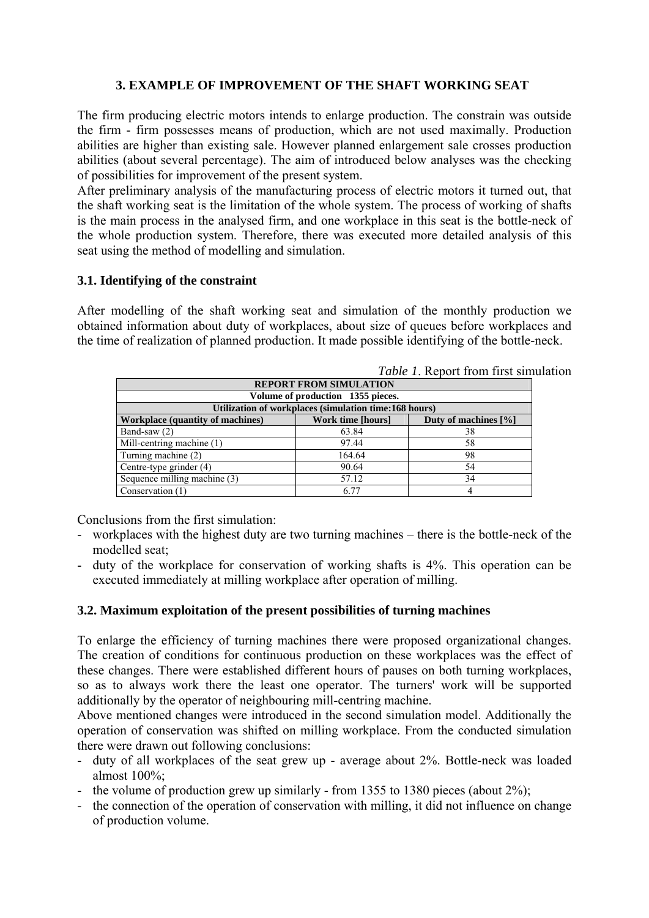## 3. EXAMPLE OF IMPROVEMENT OF THE SHAFT WORKING SEAT

The firm producing electric motors intends to enlarge production. The constrain was outside the firm - firm possesses means of production, which are not used maximally. Production abilities are higher than existing sale. However planned enlargement sale crosses production abilities (about several percentage). The aim of introduced below analyses was the checking of possibilities for improvement of the present system.
After preliminary analysis of the manufacturing process of electric motors it turned out, that the shaft working seat is the limitation of the whole system. The process of working of shafts is the main process in the analysed firm, and one workplace in this seat is the bottle-neck of the whole production system. Therefore, there was executed more detailed analysis of this seat using the method of modelling and simulation.

### 3.1. Identifying of the constraint

After modelling of the shaft working seat and simulation of the monthly production we obtained information about duty of workplaces, about size of queues before workplaces and the time of realization of planned production. It made possible identifying of the bottle-neck.

*Table 1*. Report from first simulation

| REPORT FROM SIMULATION | | |
|---|---|---|
| Volume of production 1355 pieces. | | |
| Utilization of workplaces (simulation time:168 hours) | | |
| **Workplace (quantity of machines)** | **Work time [hours]** | **Duty of machines [%]** |
| Band-saw (2) | 63.84 | 38 |
| Mill-centring machine (1) | 97.44 | 58 |
| Turning machine (2) | 164.64 | 98 |
| Centre-type grinder (4) | 90.64 | 54 |
| Sequence milling machine (3) | 57.12 | 34 |
| Conservation (1) | 6.77 | 4 |

Conclusions from the first simulation:
- workplaces with the highest duty are two turning machines – there is the bottle-neck of the modelled seat;
- duty of the workplace for conservation of working shafts is 4%. This operation can be executed immediately at milling workplace after operation of milling.

### 3.2. Maximum exploitation of the present possibilities of turning machines

To enlarge the efficiency of turning machines there were proposed organizational changes. The creation of conditions for continuous production on these workplaces was the effect of these changes. There were established different hours of pauses on both turning workplaces, so as to always work there the least one operator. The turners' work will be supported additionally by the operator of neighbouring mill-centring machine.
Above mentioned changes were introduced in the second simulation model. Additionally the operation of conservation was shifted on milling workplace. From the conducted simulation there were drawn out following conclusions:
- duty of all workplaces of the seat grew up - average about 2%. Bottle-neck was loaded almost 100%;
- the volume of production grew up similarly - from 1355 to 1380 pieces (about 2%);
- the connection of the operation of conservation with milling, it did not influence on change of production volume.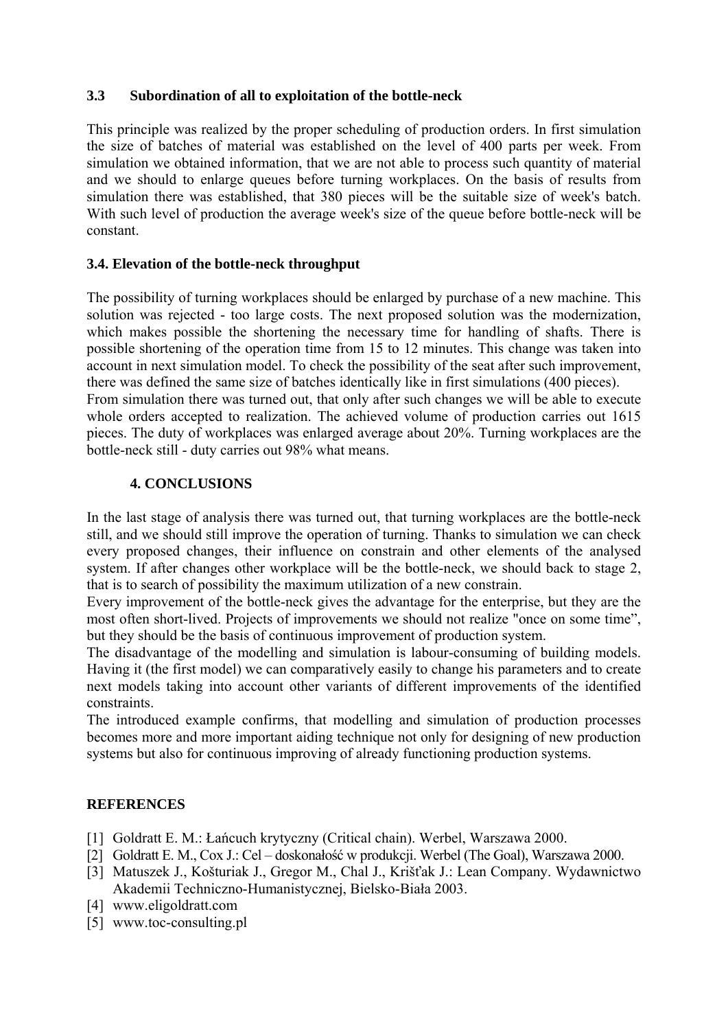### 3.3 Subordination of all to exploitation of the bottle-neck

This principle was realized by the proper scheduling of production orders. In first simulation the size of batches of material was established on the level of 400 parts per week. From simulation we obtained information, that we are not able to process such quantity of material and we should to enlarge queues before turning workplaces. On the basis of results from simulation there was established, that 380 pieces will be the suitable size of week's batch. With such level of production the average week's size of the queue before bottle-neck will be constant.

### 3.4. Elevation of the bottle-neck throughput

The possibility of turning workplaces should be enlarged by purchase of a new machine. This solution was rejected - too large costs. The next proposed solution was the modernization, which makes possible the shortening the necessary time for handling of shafts. There is possible shortening of the operation time from 15 to 12 minutes. This change was taken into account in next simulation model. To check the possibility of the seat after such improvement, there was defined the same size of batches identically like in first simulations (400 pieces).
From simulation there was turned out, that only after such changes we will be able to execute whole orders accepted to realization. The achieved volume of production carries out 1615 pieces. The duty of workplaces was enlarged average about 20%. Turning workplaces are the bottle-neck still - duty carries out 98% what means.

## 4. CONCLUSIONS

In the last stage of analysis there was turned out, that turning workplaces are the bottle-neck still, and we should still improve the operation of turning. Thanks to simulation we can check every proposed changes, their influence on constrain and other elements of the analysed system. If after changes other workplace will be the bottle-neck, we should back to stage 2, that is to search of possibility the maximum utilization of a new constrain.
Every improvement of the bottle-neck gives the advantage for the enterprise, but they are the most often short-lived. Projects of improvements we should not realize "once on some time", but they should be the basis of continuous improvement of production system.
The disadvantage of the modelling and simulation is labour-consuming of building models. Having it (the first model) we can comparatively easily to change his parameters and to create next models taking into account other variants of different improvements of the identified constraints.
The introduced example confirms, that modelling and simulation of production processes becomes more and more important aiding technique not only for designing of new production systems but also for continuous improving of already functioning production systems.

## REFERENCES

[1] Goldratt E. M.: Łańcuch krytyczny (Critical chain). Werbel, Warszawa 2000.
[2] Goldratt E. M., Cox J.: Cel – doskonałość w produkcji. Werbel (The Goal), Warszawa 2000.
[3] Matuszek J., Košturiak J., Gregor M., Chal J., Krišťak J.: Lean Company. Wydawnictwo Akademii Techniczno-Humanistycznej, Bielsko-Biała 2003.
[4] www.eligoldratt.com
[5] www.toc-consulting.pl